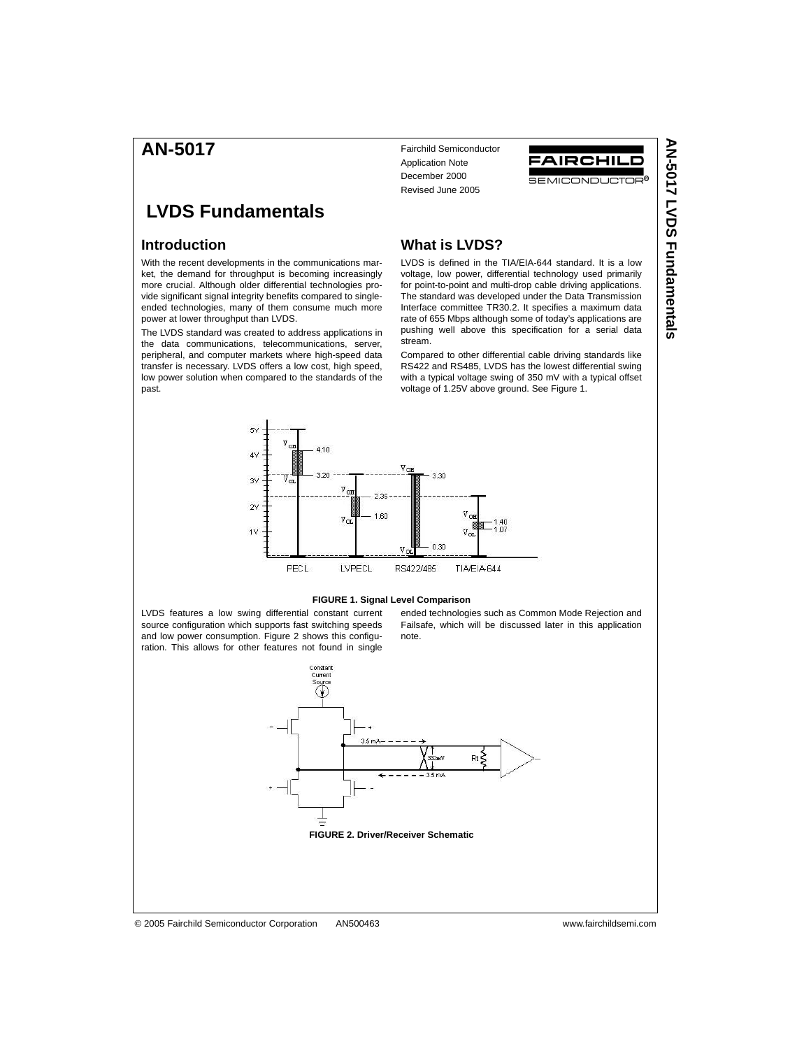# AN-5017

Fairchild Semiconductor
Application Note
December 2000
Revised June 2005

# LVDS Fundamentals

## Introduction

With the recent developments in the communications market, the demand for throughput is becoming increasingly more crucial. Although older differential technologies provide significant signal integrity benefits compared to single-ended technologies, many of them consume much more power at lower throughput than LVDS.

The LVDS standard was created to address applications in the data communications, telecommunications, server, peripheral, and computer markets where high-speed data transfer is necessary. LVDS offers a low cost, high speed, low power solution when compared to the standards of the past.

## What is LVDS?

LVDS is defined in the TIA/EIA-644 standard. It is a low voltage, low power, differential technology used primarily for point-to-point and multi-drop cable driving applications. The standard was developed under the Data Transmission Interface committee TR30.2. It specifies a maximum data rate of 655 Mbps although some of today's applications are pushing well above this specification for a serial data stream.

Compared to other differential cable driving standards like RS422 and RS485, LVDS has the lowest differential swing with a typical voltage swing of 350 mV with a typical offset voltage of 1.25V above ground. See Figure 1.

**FIGURE 1. Signal Level Comparison**

LVDS features a low swing differential constant current source configuration which supports fast switching speeds and low power consumption. Figure 2 shows this configuration. This allows for other features not found in single ended technologies such as Common Mode Rejection and Failsafe, which will be discussed later in this application note.

**FIGURE 2. Driver/Receiver Schematic**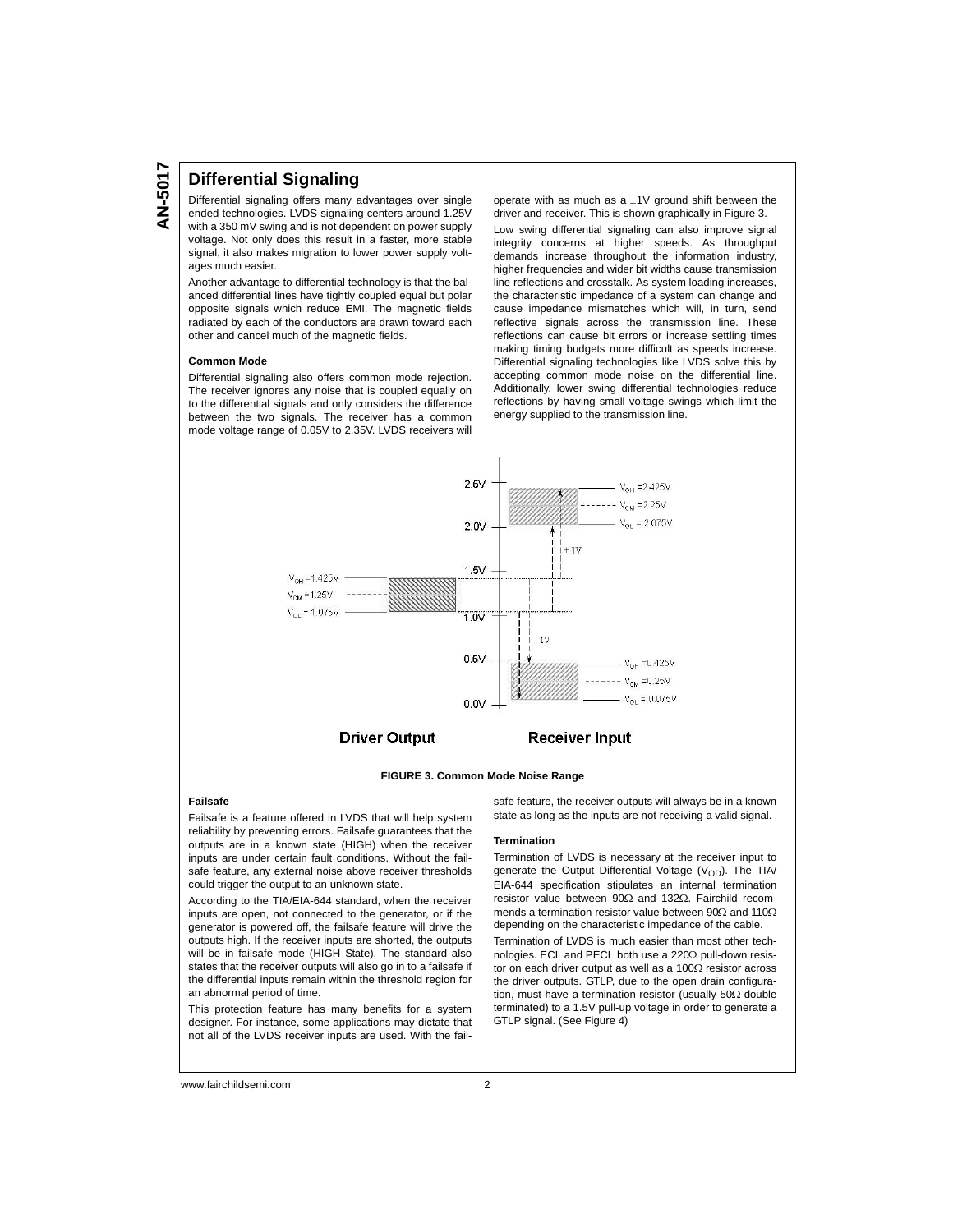## Differential Signaling

Differential signaling offers many advantages over single ended technologies. LVDS signaling centers around 1.25V with a 350 mV swing and is not dependent on power supply voltage. Not only does this result in a faster, more stable signal, it also makes migration to lower power supply voltages much easier.

Another advantage to differential technology is that the balanced differential lines have tightly coupled equal but polar opposite signals which reduce EMI. The magnetic fields radiated by each of the conductors are drawn toward each other and cancel much of the magnetic fields.

### Common Mode

Differential signaling also offers common mode rejection. The receiver ignores any noise that is coupled equally on to the differential signals and only considers the difference between the two signals. The receiver has a common mode voltage range of 0.05V to 2.35V. LVDS receivers will operate with as much as a ±1V ground shift between the driver and receiver. This is shown graphically in Figure 3.

Low swing differential signaling can also improve signal integrity concerns at higher speeds. As throughput demands increase throughout the information industry, higher frequencies and wider bit widths cause transmission line reflections and crosstalk. As system loading increases, the characteristic impedance of a system can change and cause impedance mismatches which will, in turn, send reflective signals across the transmission line. These reflections can cause bit errors or increase settling times making timing budgets more difficult as speeds increase. Differential signaling technologies like LVDS solve this by accepting common mode noise on the differential line. Additionally, lower swing differential technologies reduce reflections by having small voltage swings which limit the energy supplied to the transmission line.

**FIGURE 3. Common Mode Noise Range**

### Failsafe

Failsafe is a feature offered in LVDS that will help system reliability by preventing errors. Failsafe guarantees that the outputs are in a known state (HIGH) when the receiver inputs are under certain fault conditions. Without the failsafe feature, any external noise above receiver thresholds could trigger the output to an unknown state.

According to the TIA/EIA-644 standard, when the receiver inputs are open, not connected to the generator, or if the generator is powered off, the failsafe feature will drive the outputs high. If the receiver inputs are shorted, the outputs will be in failsafe mode (HIGH State). The standard also states that the receiver outputs will also go in to a failsafe if the differential inputs remain within the threshold region for an abnormal period of time.

This protection feature has many benefits for a system designer. For instance, some applications may dictate that not all of the LVDS receiver inputs are used. With the failsafe feature, the receiver outputs will always be in a known state as long as the inputs are not receiving a valid signal.

### Termination

Termination of LVDS is necessary at the receiver input to generate the Output Differential Voltage ($V_{OD}$). The TIA/EIA-644 specification stipulates an internal termination resistor value between 90Ω and 132Ω. Fairchild recommends a termination resistor value between 90Ω and 110Ω depending on the characteristic impedance of the cable.

Termination of LVDS is much easier than most other technologies. ECL and PECL both use a 220Ω pull-down resistor on each driver output as well as a 100Ω resistor across the driver outputs. GTLP, due to the open drain configuration, must have a termination resistor (usually 50Ω double terminated) to a 1.5V pull-up voltage in order to generate a GTLP signal. (See Figure 4)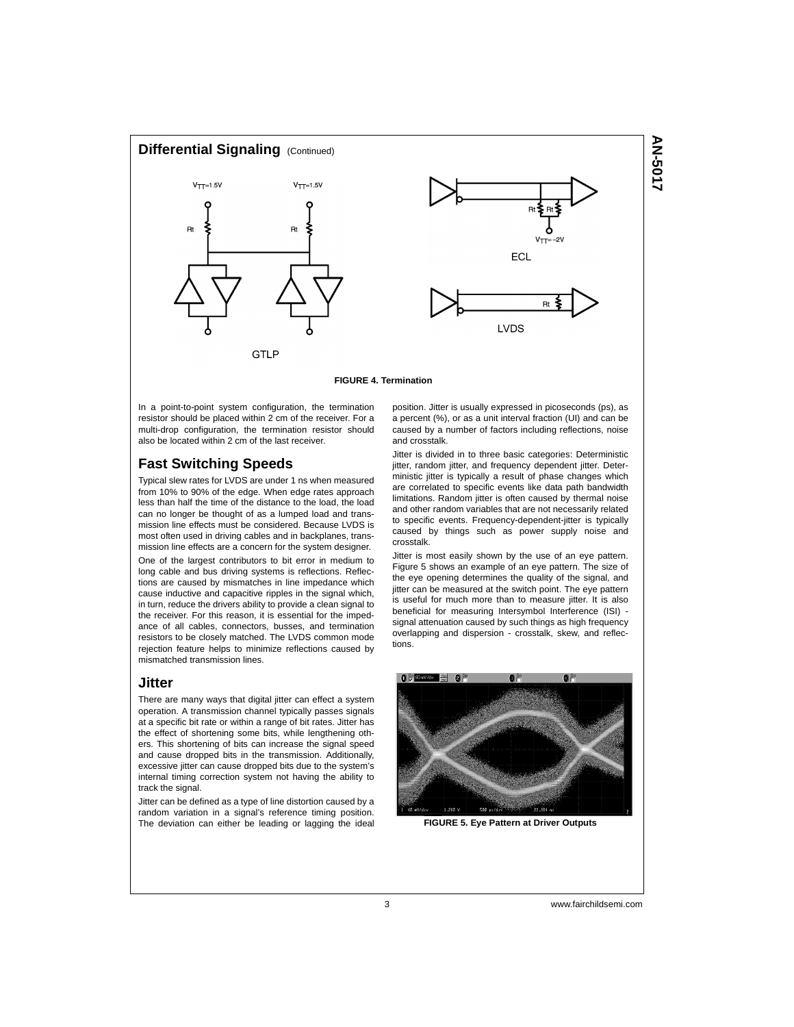## Differential Signaling (Continued)

**FIGURE 4. Termination**

In a point-to-point system configuration, the termination resistor should be placed within 2 cm of the receiver. For a multi-drop configuration, the termination resistor should also be located within 2 cm of the last receiver.

## Fast Switching Speeds

Typical slew rates for LVDS are under 1 ns when measured from 10% to 90% of the edge. When edge rates approach less than half the time of the distance to the load, the load can no longer be thought of as a lumped load and transmission line effects must be considered. Because LVDS is most often used in driving cables and in backplanes, transmission line effects are a concern for the system designer.

One of the largest contributors to bit error in medium to long cable and bus driving systems is reflections. Reflections are caused by mismatches in line impedance which cause inductive and capacitive ripples in the signal which, in turn, reduce the drivers ability to provide a clean signal to the receiver. For this reason, it is essential for the impedance of all cables, connectors, busses, and termination resistors to be closely matched. The LVDS common mode rejection feature helps to minimize reflections caused by mismatched transmission lines.

## Jitter

There are many ways that digital jitter can effect a system operation. A transmission channel typically passes signals at a specific bit rate or within a range of bit rates. Jitter has the effect of shortening some bits, while lengthening others. This shortening of bits can increase the signal speed and cause dropped bits in the transmission. Additionally, excessive jitter can cause dropped bits due to the system's internal timing correction system not having the ability to track the signal.

Jitter can be defined as a type of line distortion caused by a random variation in a signal's reference timing position. The deviation can either be leading or lagging the ideal position. Jitter is usually expressed in picoseconds (ps), as a percent (%), or as a unit interval fraction (UI) and can be caused by a number of factors including reflections, noise and crosstalk.

Jitter is divided in to three basic categories: Deterministic jitter, random jitter, and frequency dependent jitter. Deterministic jitter is typically a result of phase changes which are correlated to specific events like data path bandwidth limitations. Random jitter is often caused by thermal noise and other random variables that are not necessarily related to specific events. Frequency-dependent-jitter is typically caused by things such as power supply noise and crosstalk.

Jitter is most easily shown by the use of an eye pattern. Figure 5 shows an example of an eye pattern. The size of the eye opening determines the quality of the signal, and jitter can be measured at the switch point. The eye pattern is useful for much more than to measure jitter. It is also beneficial for measuring Intersymbol Interference (ISI) - signal attenuation caused by such things as high frequency overlapping and dispersion - crosstalk, skew, and reflections.

**FIGURE 5. Eye Pattern at Driver Outputs**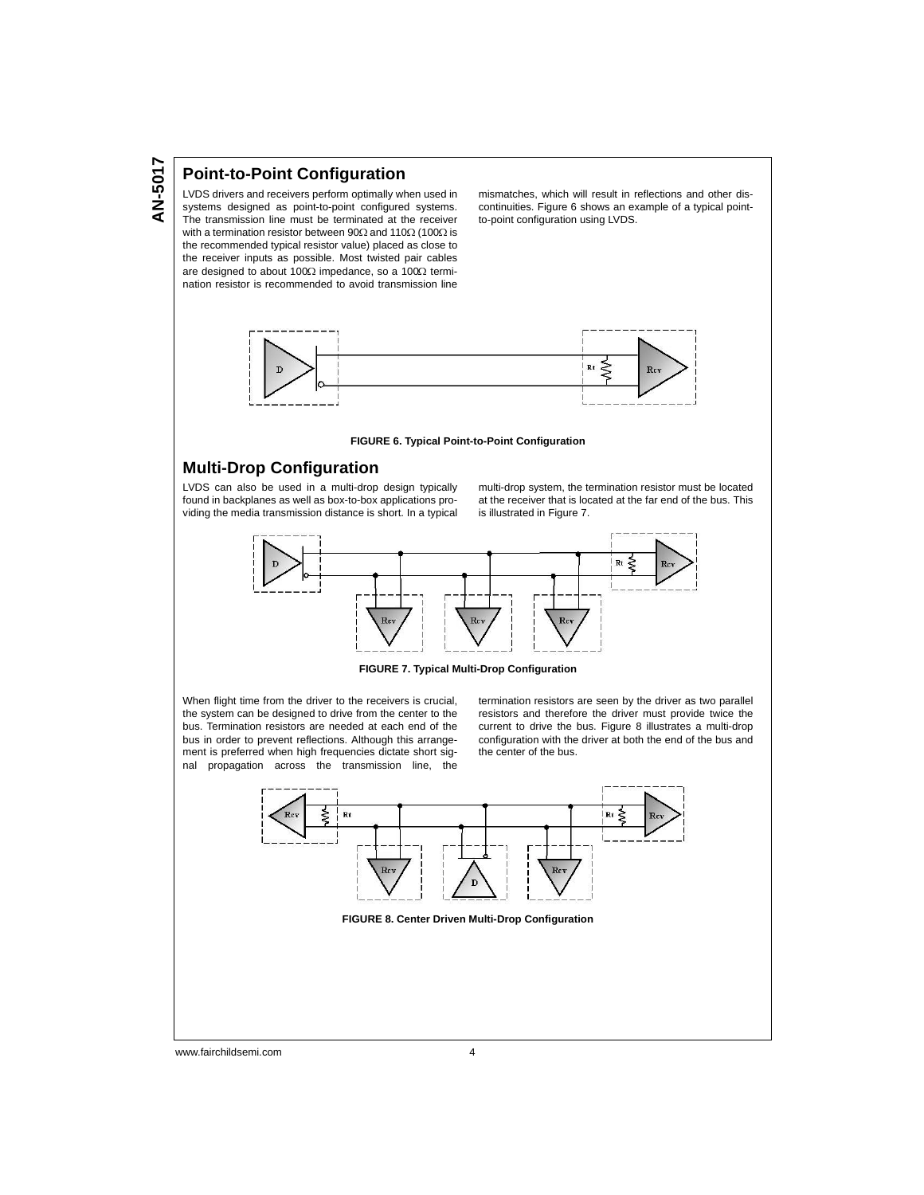## Point-to-Point Configuration

LVDS drivers and receivers perform optimally when used in systems designed as point-to-point configured systems. The transmission line must be terminated at the receiver with a termination resistor between 90Ω and 110Ω (100Ω is the recommended typical resistor value) placed as close to the receiver inputs as possible. Most twisted pair cables are designed to about 100Ω impedance, so a 100Ω termination resistor is recommended to avoid transmission line mismatches, which will result in reflections and other discontinuities. Figure 6 shows an example of a typical point-to-point configuration using LVDS.

**FIGURE 6. Typical Point-to-Point Configuration**

## Multi-Drop Configuration

LVDS can also be used in a multi-drop design typically found in backplanes as well as box-to-box applications providing the media transmission distance is short. In a typical multi-drop system, the termination resistor must be located at the receiver that is located at the far end of the bus. This is illustrated in Figure 7.

**FIGURE 7. Typical Multi-Drop Configuration**

When flight time from the driver to the receivers is crucial, the system can be designed to drive from the center to the bus. Termination resistors are needed at each end of the bus in order to prevent reflections. Although this arrangement is preferred when high frequencies dictate short signal propagation across the transmission line, the termination resistors are seen by the driver as two parallel resistors and therefore the driver must provide twice the current to drive the bus. Figure 8 illustrates a multi-drop configuration with the driver at both the end of the bus and the center of the bus.

**FIGURE 8. Center Driven Multi-Drop Configuration**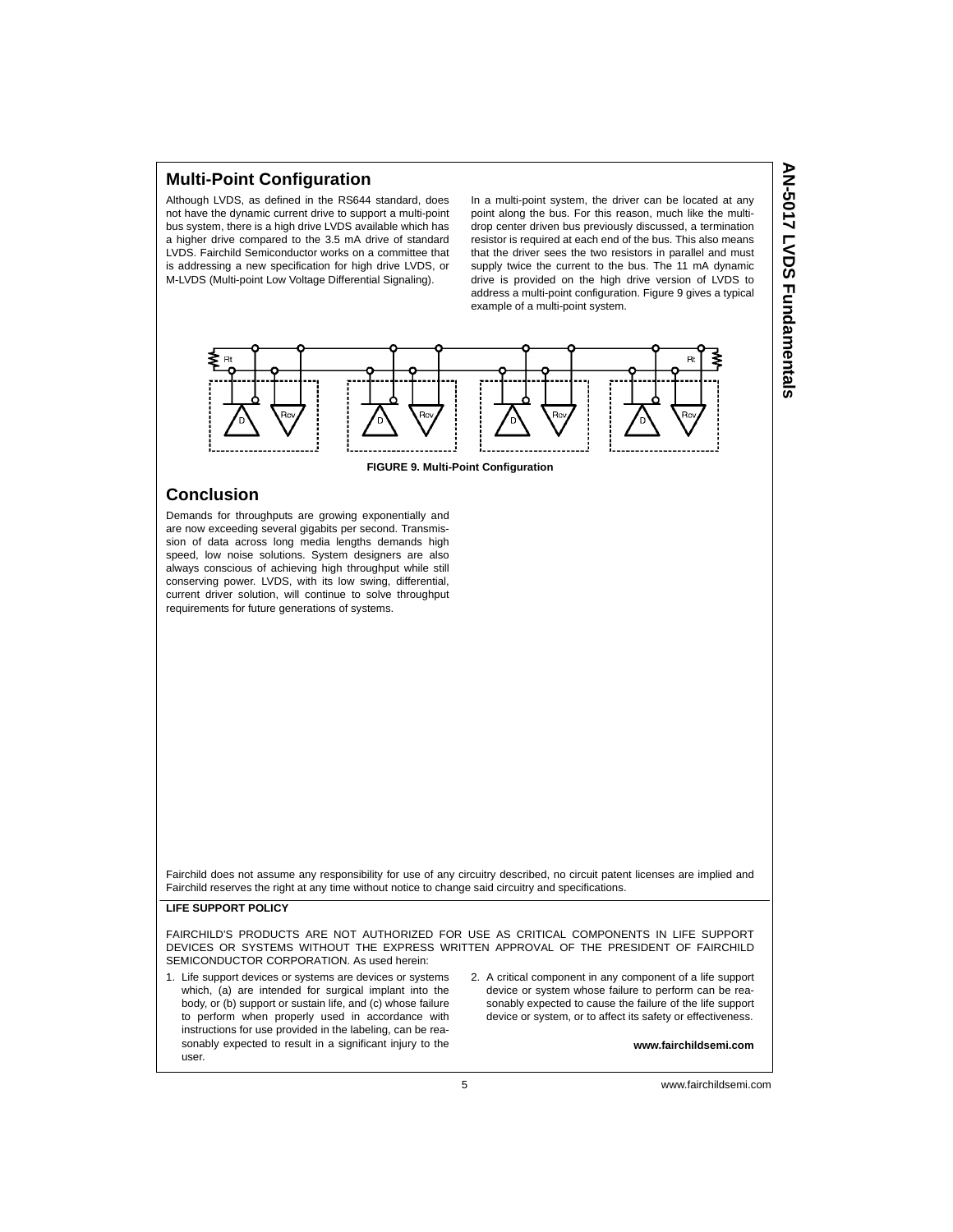## Multi-Point Configuration

Although LVDS, as defined in the RS644 standard, does not have the dynamic current drive to support a multi-point bus system, there is a high drive LVDS available which has a higher drive compared to the 3.5 mA drive of standard LVDS. Fairchild Semiconductor works on a committee that is addressing a new specification for high drive LVDS, or M-LVDS (Multi-point Low Voltage Differential Signaling).

In a multi-point system, the driver can be located at any point along the bus. For this reason, much like the multi-drop center driven bus previously discussed, a termination resistor is required at each end of the bus. This also means that the driver sees the two resistors in parallel and must supply twice the current to the bus. The 11 mA dynamic drive is provided on the high drive version of LVDS to address a multi-point configuration. Figure 9 gives a typical example of a multi-point system.

Rt
Rt
D
Rcv
D
Rcv
D
Rcv
D
Rcv

**FIGURE 9. Multi-Point Configuration**

## Conclusion

Demands for throughputs are growing exponentially and are now exceeding several gigabits per second. Transmission of data across long media lengths demands high speed, low noise solutions. System designers are also always conscious of achieving high throughput while still conserving power. LVDS, with its low swing, differential, current driver solution, will continue to solve throughput requirements for future generations of systems.

Fairchild does not assume any responsibility for use of any circuitry described, no circuit patent licenses are implied and Fairchild reserves the right at any time without notice to change said circuitry and specifications.

**LIFE SUPPORT POLICY**

FAIRCHILD'S PRODUCTS ARE NOT AUTHORIZED FOR USE AS CRITICAL COMPONENTS IN LIFE SUPPORT DEVICES OR SYSTEMS WITHOUT THE EXPRESS WRITTEN APPROVAL OF THE PRESIDENT OF FAIRCHILD SEMICONDUCTOR CORPORATION. As used herein:

1. Life support devices or systems are devices or systems which, (a) are intended for surgical implant into the body, or (b) support or sustain life, and (c) whose failure to perform when properly used in accordance with instructions for use provided in the labeling, can be reasonably expected to result in a significant injury to the user.
2. A critical component in any component of a life support device or system whose failure to perform can be reasonably expected to cause the failure of the life support device or system, or to affect its safety or effectiveness.

**www.fairchildsemi.com**